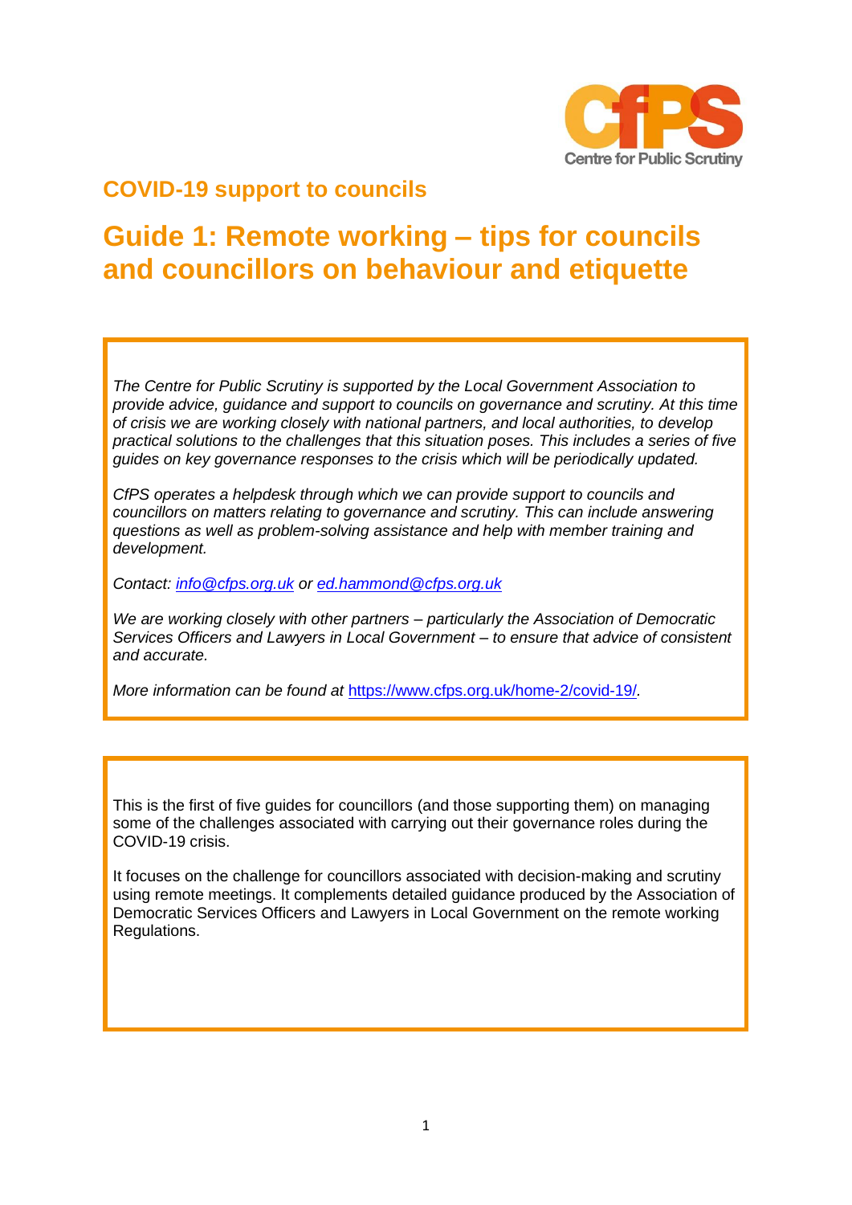Centre for Public Scrutiny

## COVID-19 support to councils

# Guide 1: Remote working – tips for councils and councillors on behaviour and etiquette

*The Centre for Public Scrutiny is supported by the Local Government Association to provide advice, guidance and support to councils on governance and scrutiny. At this time of crisis we are working closely with national partners, and local authorities, to develop practical solutions to the challenges that this situation poses. This includes a series of five guides on key governance responses to the crisis which will be periodically updated.*

*CfPS operates a helpdesk through which we can provide support to councils and councillors on matters relating to governance and scrutiny. This can include answering questions as well as problem-solving assistance and help with member training and development.*

*Contact: info@cfps.org.uk or ed.hammond@cfps.org.uk*

*We are working closely with other partners – particularly the Association of Democratic Services Officers and Lawyers in Local Government – to ensure that advice of consistent and accurate.*

*More information can be found at* https://www.cfps.org.uk/home-2/covid-19/.

This is the first of five guides for councillors (and those supporting them) on managing some of the challenges associated with carrying out their governance roles during the COVID-19 crisis.

It focuses on the challenge for councillors associated with decision-making and scrutiny using remote meetings. It complements detailed guidance produced by the Association of Democratic Services Officers and Lawyers in Local Government on the remote working Regulations.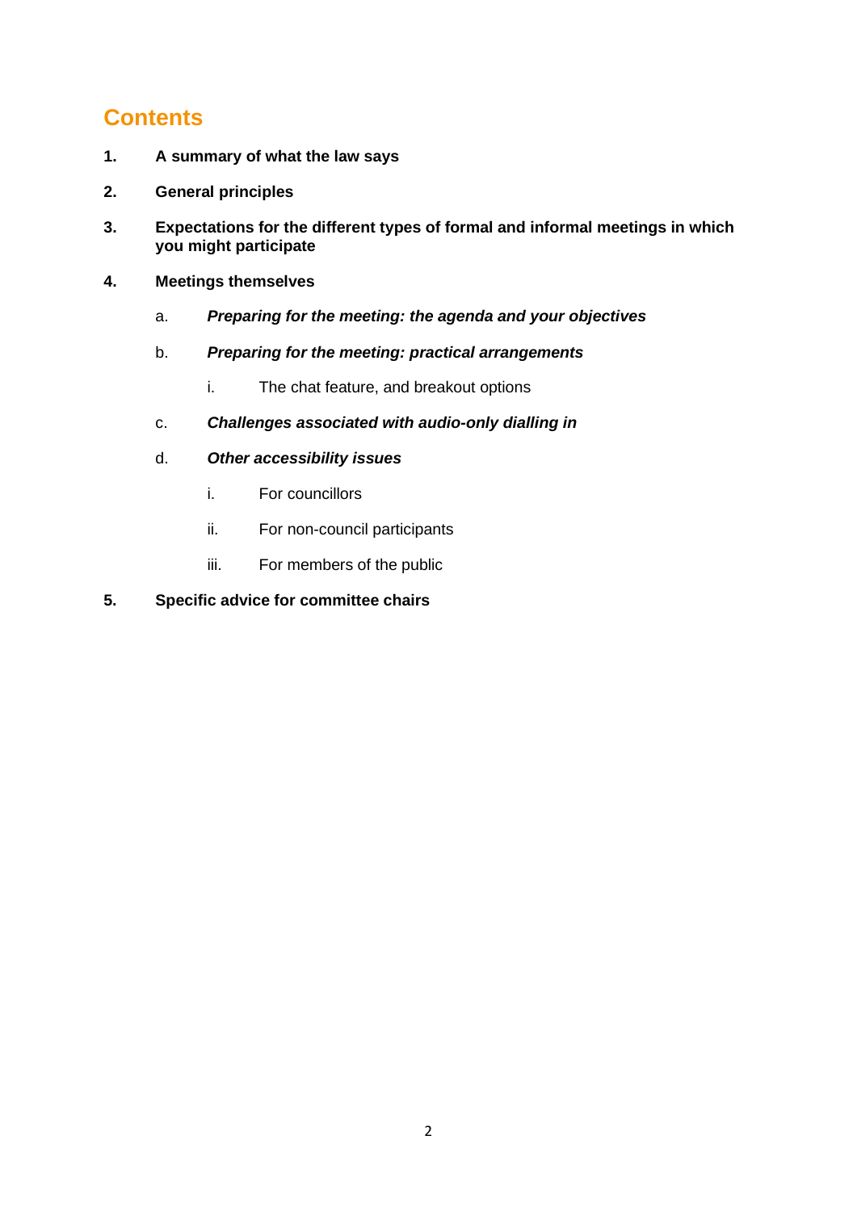## Contents

1. **A summary of what the law says**

2. **General principles**

3. **Expectations for the different types of formal and informal meetings in which you might participate**

4. **Meetings themselves**

   a. ***Preparing for the meeting: the agenda and your objectives***

   b. ***Preparing for the meeting: practical arrangements***

      i. The chat feature, and breakout options

   c. ***Challenges associated with audio-only dialling in***

   d. ***Other accessibility issues***

      i. For councillors

      ii. For non-council participants

      iii. For members of the public

5. **Specific advice for committee chairs**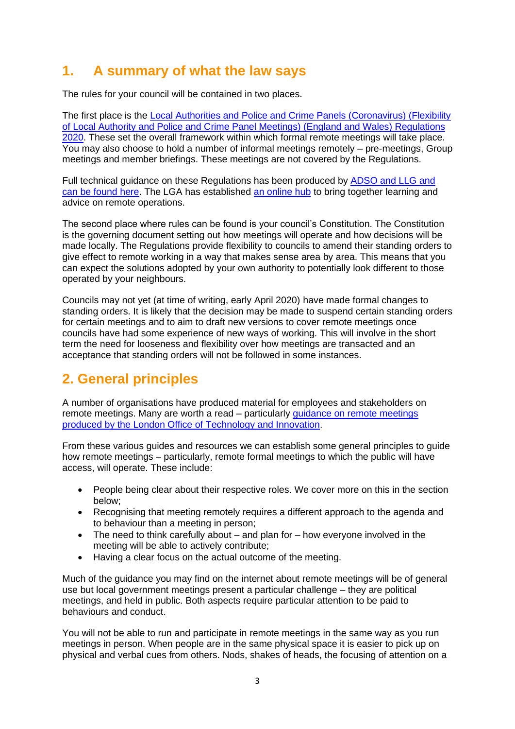## 1. A summary of what the law says

The rules for your council will be contained in two places.

The first place is the [Local Authorities and Police and Crime Panels (Coronavirus) (Flexibility of Local Authority and Police and Crime Panel Meetings) (England and Wales) Regulations 2020]. These set the overall framework within which formal remote meetings will take place. You may also choose to hold a number of informal meetings remotely – pre-meetings, Group meetings and member briefings. These meetings are not covered by the Regulations.

Full technical guidance on these Regulations has been produced by [ADSO and LLG and can be found here]. The LGA has established [an online hub] to bring together learning and advice on remote operations.

The second place where rules can be found is your council's Constitution. The Constitution is the governing document setting out how meetings will operate and how decisions will be made locally. The Regulations provide flexibility to councils to amend their standing orders to give effect to remote working in a way that makes sense area by area. This means that you can expect the solutions adopted by your own authority to potentially look different to those operated by your neighbours.

Councils may not yet (at time of writing, early April 2020) have made formal changes to standing orders. It is likely that the decision may be made to suspend certain standing orders for certain meetings and to aim to draft new versions to cover remote meetings once councils have had some experience of new ways of working. This will involve in the short term the need for looseness and flexibility over how meetings are transacted and an acceptance that standing orders will not be followed in some instances.

## 2. General principles

A number of organisations have produced material for employees and stakeholders on remote meetings. Many are worth a read – particularly [guidance on remote meetings produced by the London Office of Technology and Innovation].

From these various guides and resources we can establish some general principles to guide how remote meetings – particularly, remote formal meetings to which the public will have access, will operate. These include:

- People being clear about their respective roles. We cover more on this in the section below;
- Recognising that meeting remotely requires a different approach to the agenda and to behaviour than a meeting in person;
- The need to think carefully about – and plan for – how everyone involved in the meeting will be able to actively contribute;
- Having a clear focus on the actual outcome of the meeting.

Much of the guidance you may find on the internet about remote meetings will be of general use but local government meetings present a particular challenge – they are political meetings, and held in public. Both aspects require particular attention to be paid to behaviours and conduct.

You will not be able to run and participate in remote meetings in the same way as you run meetings in person. When people are in the same physical space it is easier to pick up on physical and verbal cues from others. Nods, shakes of heads, the focusing of attention on a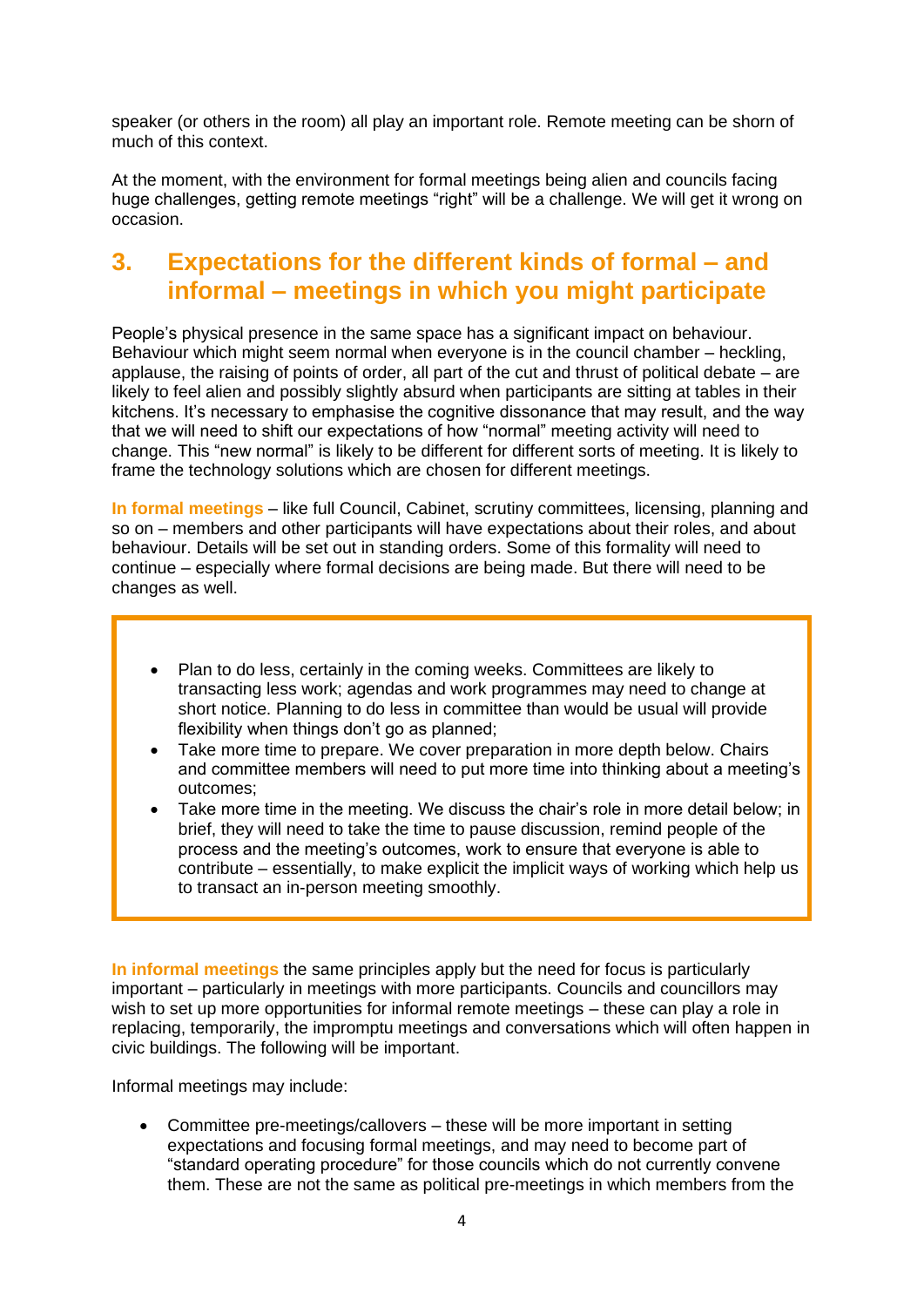speaker (or others in the room) all play an important role. Remote meeting can be shorn of much of this context.

At the moment, with the environment for formal meetings being alien and councils facing huge challenges, getting remote meetings "right" will be a challenge. We will get it wrong on occasion.

## 3. Expectations for the different kinds of formal – and informal – meetings in which you might participate

People's physical presence in the same space has a significant impact on behaviour. Behaviour which might seem normal when everyone is in the council chamber – heckling, applause, the raising of points of order, all part of the cut and thrust of political debate – are likely to feel alien and possibly slightly absurd when participants are sitting at tables in their kitchens. It's necessary to emphasise the cognitive dissonance that may result, and the way that we will need to shift our expectations of how "normal" meeting activity will need to change. This "new normal" is likely to be different for different sorts of meeting. It is likely to frame the technology solutions which are chosen for different meetings.

**In formal meetings** – like full Council, Cabinet, scrutiny committees, licensing, planning and so on – members and other participants will have expectations about their roles, and about behaviour. Details will be set out in standing orders. Some of this formality will need to continue – especially where formal decisions are being made. But there will need to be changes as well.

- Plan to do less, certainly in the coming weeks. Committees are likely to transacting less work; agendas and work programmes may need to change at short notice. Planning to do less in committee than would be usual will provide flexibility when things don't go as planned;
- Take more time to prepare. We cover preparation in more depth below. Chairs and committee members will need to put more time into thinking about a meeting's outcomes;
- Take more time in the meeting. We discuss the chair's role in more detail below; in brief, they will need to take the time to pause discussion, remind people of the process and the meeting's outcomes, work to ensure that everyone is able to contribute – essentially, to make explicit the implicit ways of working which help us to transact an in-person meeting smoothly.

**In informal meetings** the same principles apply but the need for focus is particularly important – particularly in meetings with more participants. Councils and councillors may wish to set up more opportunities for informal remote meetings – these can play a role in replacing, temporarily, the impromptu meetings and conversations which will often happen in civic buildings. The following will be important.

Informal meetings may include:

- Committee pre-meetings/callovers – these will be more important in setting expectations and focusing formal meetings, and may need to become part of "standard operating procedure" for those councils which do not currently convene them. These are not the same as political pre-meetings in which members from the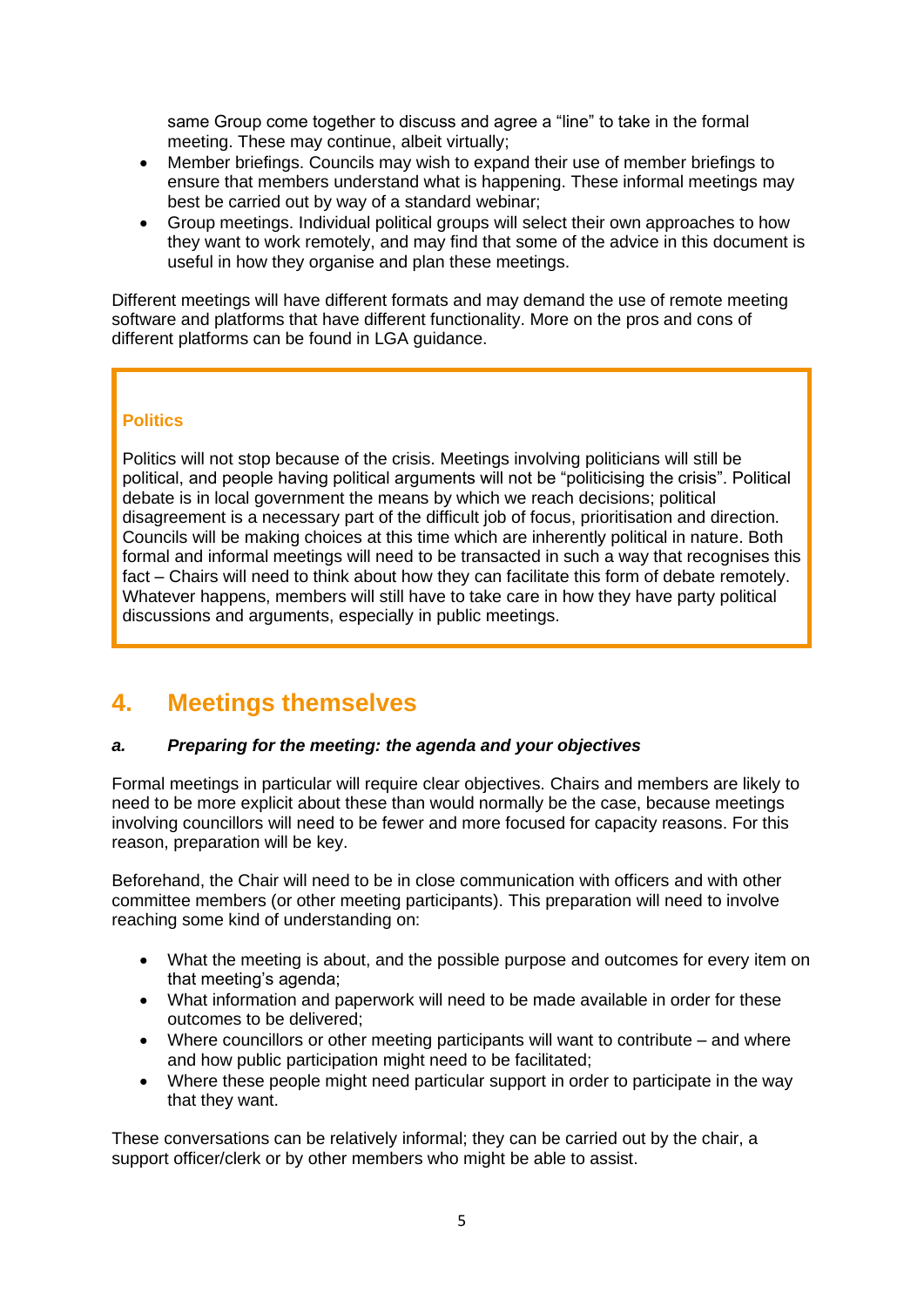same Group come together to discuss and agree a "line" to take in the formal meeting. These may continue, albeit virtually;

- Member briefings. Councils may wish to expand their use of member briefings to ensure that members understand what is happening. These informal meetings may best be carried out by way of a standard webinar;
- Group meetings. Individual political groups will select their own approaches to how they want to work remotely, and may find that some of the advice in this document is useful in how they organise and plan these meetings.

Different meetings will have different formats and may demand the use of remote meeting software and platforms that have different functionality. More on the pros and cons of different platforms can be found in LGA guidance.

**Politics**

Politics will not stop because of the crisis. Meetings involving politicians will still be political, and people having political arguments will not be "politicising the crisis". Political debate is in local government the means by which we reach decisions; political disagreement is a necessary part of the difficult job of focus, prioritisation and direction. Councils will be making choices at this time which are inherently political in nature. Both formal and informal meetings will need to be transacted in such a way that recognises this fact – Chairs will need to think about how they can facilitate this form of debate remotely. Whatever happens, members will still have to take care in how they have party political discussions and arguments, especially in public meetings.

## 4. Meetings themselves

### *a. Preparing for the meeting: the agenda and your objectives*

Formal meetings in particular will require clear objectives. Chairs and members are likely to need to be more explicit about these than would normally be the case, because meetings involving councillors will need to be fewer and more focused for capacity reasons. For this reason, preparation will be key.

Beforehand, the Chair will need to be in close communication with officers and with other committee members (or other meeting participants). This preparation will need to involve reaching some kind of understanding on:

- What the meeting is about, and the possible purpose and outcomes for every item on that meeting's agenda;
- What information and paperwork will need to be made available in order for these outcomes to be delivered;
- Where councillors or other meeting participants will want to contribute – and where and how public participation might need to be facilitated;
- Where these people might need particular support in order to participate in the way that they want.

These conversations can be relatively informal; they can be carried out by the chair, a support officer/clerk or by other members who might be able to assist.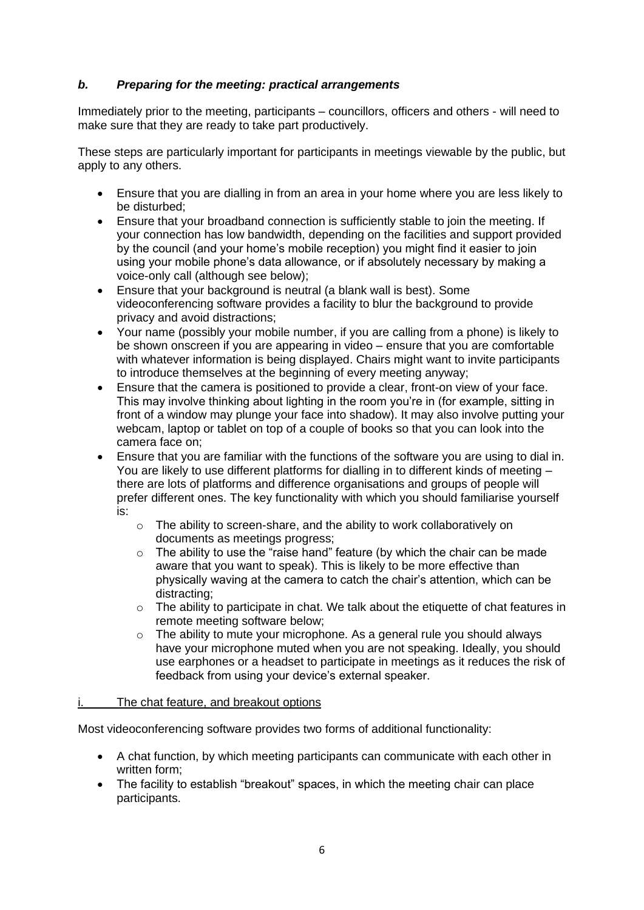### *b. Preparing for the meeting: practical arrangements*

Immediately prior to the meeting, participants – councillors, officers and others - will need to make sure that they are ready to take part productively.

These steps are particularly important for participants in meetings viewable by the public, but apply to any others.

- Ensure that you are dialling in from an area in your home where you are less likely to be disturbed;
- Ensure that your broadband connection is sufficiently stable to join the meeting. If your connection has low bandwidth, depending on the facilities and support provided by the council (and your home's mobile reception) you might find it easier to join using your mobile phone's data allowance, or if absolutely necessary by making a voice-only call (although see below);
- Ensure that your background is neutral (a blank wall is best). Some videoconferencing software provides a facility to blur the background to provide privacy and avoid distractions;
- Your name (possibly your mobile number, if you are calling from a phone) is likely to be shown onscreen if you are appearing in video – ensure that you are comfortable with whatever information is being displayed. Chairs might want to invite participants to introduce themselves at the beginning of every meeting anyway;
- Ensure that the camera is positioned to provide a clear, front-on view of your face. This may involve thinking about lighting in the room you're in (for example, sitting in front of a window may plunge your face into shadow). It may also involve putting your webcam, laptop or tablet on top of a couple of books so that you can look into the camera face on;
- Ensure that you are familiar with the functions of the software you are using to dial in. You are likely to use different platforms for dialling in to different kinds of meeting – there are lots of platforms and difference organisations and groups of people will prefer different ones. The key functionality with which you should familiarise yourself is:
  - The ability to screen-share, and the ability to work collaboratively on documents as meetings progress;
  - The ability to use the "raise hand" feature (by which the chair can be made aware that you want to speak). This is likely to be more effective than physically waving at the camera to catch the chair's attention, which can be distracting;
  - The ability to participate in chat. We talk about the etiquette of chat features in remote meeting software below;
  - The ability to mute your microphone. As a general rule you should always have your microphone muted when you are not speaking. Ideally, you should use earphones or a headset to participate in meetings as it reduces the risk of feedback from using your device's external speaker.

#### i. The chat feature, and breakout options

Most videoconferencing software provides two forms of additional functionality:

- A chat function, by which meeting participants can communicate with each other in written form;
- The facility to establish "breakout" spaces, in which the meeting chair can place participants.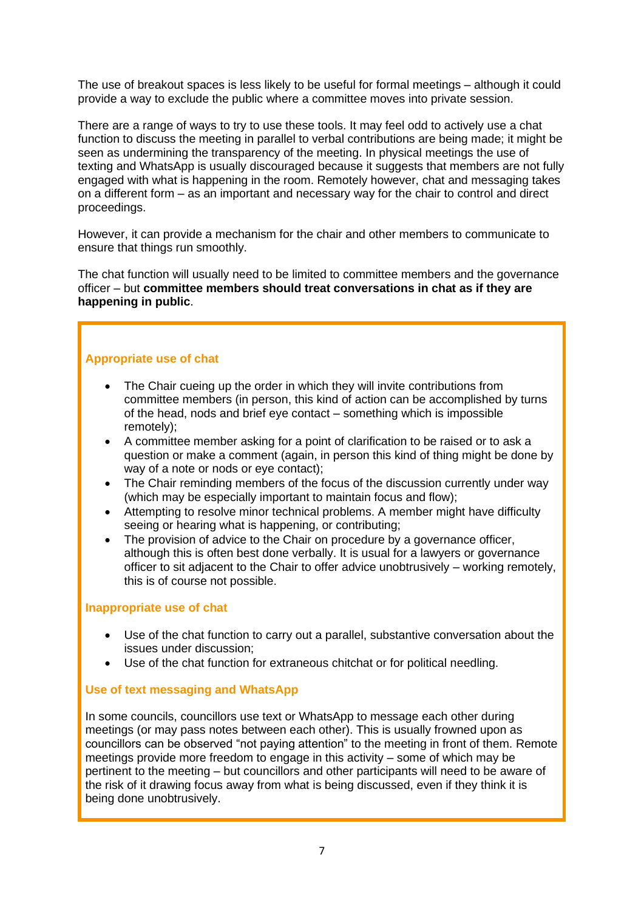The use of breakout spaces is less likely to be useful for formal meetings – although it could provide a way to exclude the public where a committee moves into private session.

There are a range of ways to try to use these tools. It may feel odd to actively use a chat function to discuss the meeting in parallel to verbal contributions are being made; it might be seen as undermining the transparency of the meeting. In physical meetings the use of texting and WhatsApp is usually discouraged because it suggests that members are not fully engaged with what is happening in the room. Remotely however, chat and messaging takes on a different form – as an important and necessary way for the chair to control and direct proceedings.

However, it can provide a mechanism for the chair and other members to communicate to ensure that things run smoothly.

The chat function will usually need to be limited to committee members and the governance officer – but **committee members should treat conversations in chat as if they are happening in public**.

### Appropriate use of chat

- The Chair cueing up the order in which they will invite contributions from committee members (in person, this kind of action can be accomplished by turns of the head, nods and brief eye contact – something which is impossible remotely);
- A committee member asking for a point of clarification to be raised or to ask a question or make a comment (again, in person this kind of thing might be done by way of a note or nods or eye contact);
- The Chair reminding members of the focus of the discussion currently under way (which may be especially important to maintain focus and flow);
- Attempting to resolve minor technical problems. A member might have difficulty seeing or hearing what is happening, or contributing;
- The provision of advice to the Chair on procedure by a governance officer, although this is often best done verbally. It is usual for a lawyers or governance officer to sit adjacent to the Chair to offer advice unobtrusively – working remotely, this is of course not possible.

### Inappropriate use of chat

- Use of the chat function to carry out a parallel, substantive conversation about the issues under discussion;
- Use of the chat function for extraneous chitchat or for political needling.

### Use of text messaging and WhatsApp

In some councils, councillors use text or WhatsApp to message each other during meetings (or may pass notes between each other). This is usually frowned upon as councillors can be observed "not paying attention" to the meeting in front of them. Remote meetings provide more freedom to engage in this activity – some of which may be pertinent to the meeting – but councillors and other participants will need to be aware of the risk of it drawing focus away from what is being discussed, even if they think it is being done unobtrusively.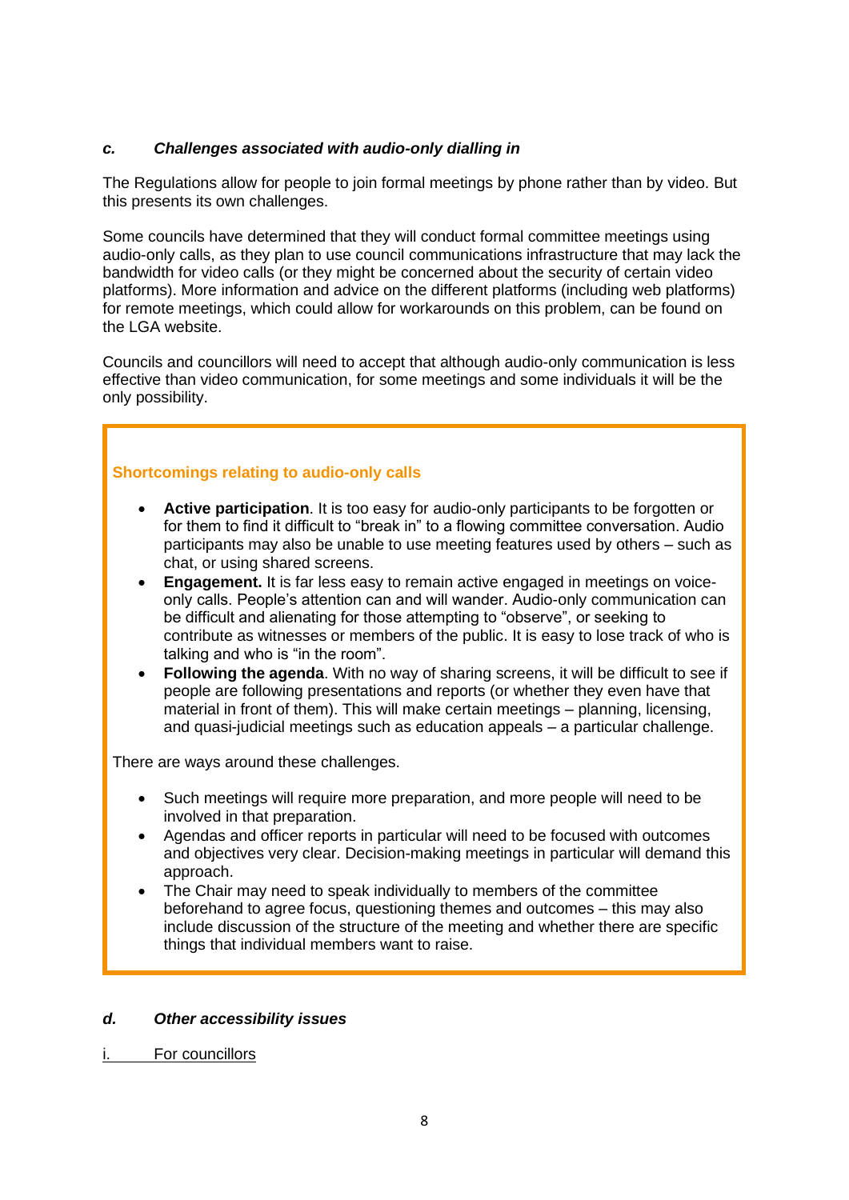### c. *Challenges associated with audio-only dialling in*

The Regulations allow for people to join formal meetings by phone rather than by video. But this presents its own challenges.

Some councils have determined that they will conduct formal committee meetings using audio-only calls, as they plan to use council communications infrastructure that may lack the bandwidth for video calls (or they might be concerned about the security of certain video platforms). More information and advice on the different platforms (including web platforms) for remote meetings, which could allow for workarounds on this problem, can be found on the LGA website.

Councils and councillors will need to accept that although audio-only communication is less effective than video communication, for some meetings and some individuals it will be the only possibility.

**Shortcomings relating to audio-only calls**

- **Active participation**. It is too easy for audio-only participants to be forgotten or for them to find it difficult to "break in" to a flowing committee conversation. Audio participants may also be unable to use meeting features used by others – such as chat, or using shared screens.
- **Engagement.** It is far less easy to remain active engaged in meetings on voice-only calls. People's attention can and will wander. Audio-only communication can be difficult and alienating for those attempting to "observe", or seeking to contribute as witnesses or members of the public. It is easy to lose track of who is talking and who is "in the room".
- **Following the agenda**. With no way of sharing screens, it will be difficult to see if people are following presentations and reports (or whether they even have that material in front of them). This will make certain meetings – planning, licensing, and quasi-judicial meetings such as education appeals – a particular challenge.

There are ways around these challenges.

- Such meetings will require more preparation, and more people will need to be involved in that preparation.
- Agendas and officer reports in particular will need to be focused with outcomes and objectives very clear. Decision-making meetings in particular will demand this approach.
- The Chair may need to speak individually to members of the committee beforehand to agree focus, questioning themes and outcomes – this may also include discussion of the structure of the meeting and whether there are specific things that individual members want to raise.

### d. *Other accessibility issues*

i. For councillors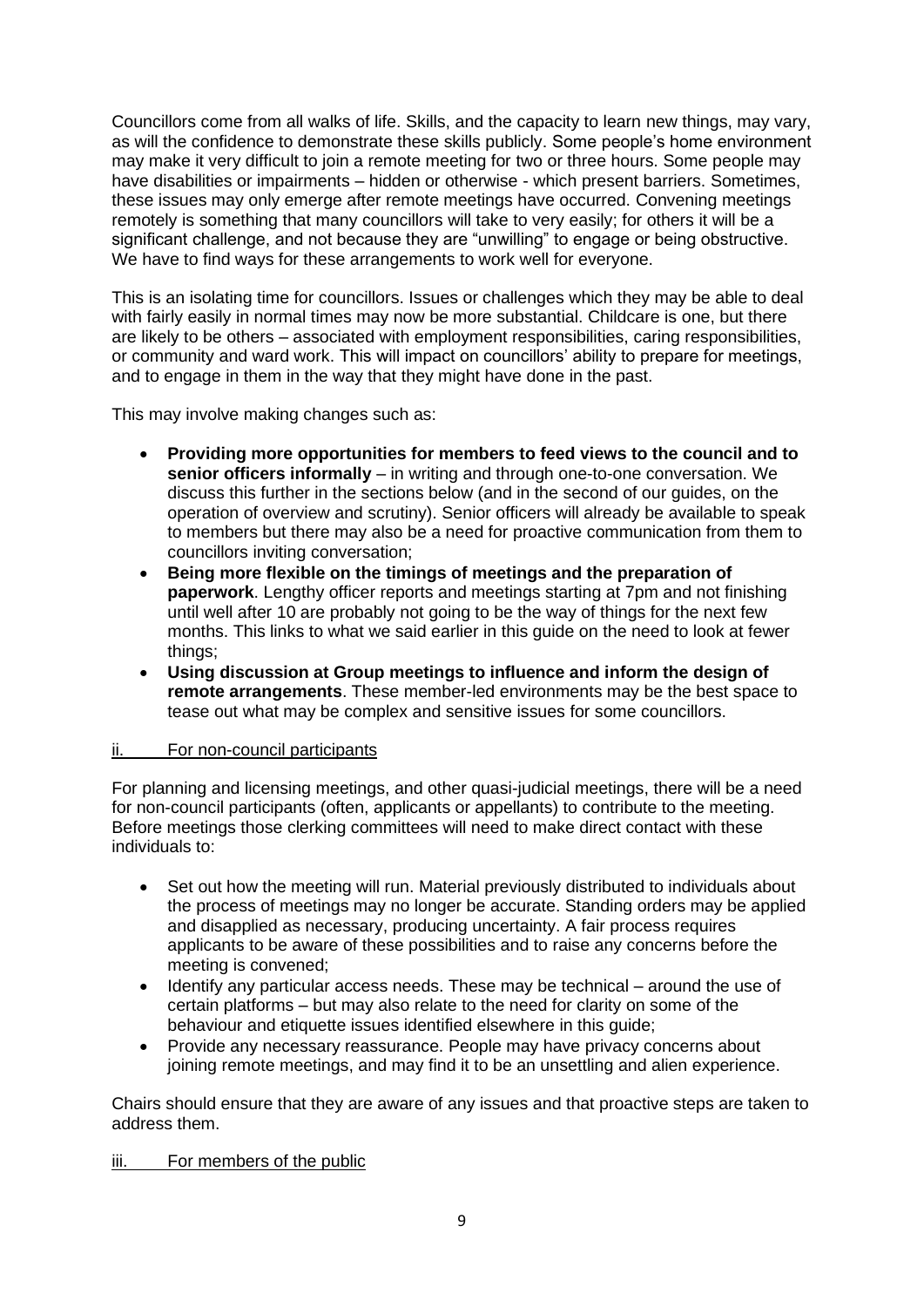Councillors come from all walks of life. Skills, and the capacity to learn new things, may vary, as will the confidence to demonstrate these skills publicly. Some people's home environment may make it very difficult to join a remote meeting for two or three hours. Some people may have disabilities or impairments – hidden or otherwise - which present barriers. Sometimes, these issues may only emerge after remote meetings have occurred. Convening meetings remotely is something that many councillors will take to very easily; for others it will be a significant challenge, and not because they are "unwilling" to engage or being obstructive. We have to find ways for these arrangements to work well for everyone.

This is an isolating time for councillors. Issues or challenges which they may be able to deal with fairly easily in normal times may now be more substantial. Childcare is one, but there are likely to be others – associated with employment responsibilities, caring responsibilities, or community and ward work. This will impact on councillors' ability to prepare for meetings, and to engage in them in the way that they might have done in the past.

This may involve making changes such as:

- **Providing more opportunities for members to feed views to the council and to senior officers informally** – in writing and through one-to-one conversation. We discuss this further in the sections below (and in the second of our guides, on the operation of overview and scrutiny). Senior officers will already be available to speak to members but there may also be a need for proactive communication from them to councillors inviting conversation;
- **Being more flexible on the timings of meetings and the preparation of paperwork**. Lengthy officer reports and meetings starting at 7pm and not finishing until well after 10 are probably not going to be the way of things for the next few months. This links to what we said earlier in this guide on the need to look at fewer things;
- **Using discussion at Group meetings to influence and inform the design of remote arrangements**. These member-led environments may be the best space to tease out what may be complex and sensitive issues for some councillors.

ii. For non-council participants

For planning and licensing meetings, and other quasi-judicial meetings, there will be a need for non-council participants (often, applicants or appellants) to contribute to the meeting. Before meetings those clerking committees will need to make direct contact with these individuals to:

- Set out how the meeting will run. Material previously distributed to individuals about the process of meetings may no longer be accurate. Standing orders may be applied and disapplied as necessary, producing uncertainty. A fair process requires applicants to be aware of these possibilities and to raise any concerns before the meeting is convened;
- Identify any particular access needs. These may be technical – around the use of certain platforms – but may also relate to the need for clarity on some of the behaviour and etiquette issues identified elsewhere in this guide;
- Provide any necessary reassurance. People may have privacy concerns about joining remote meetings, and may find it to be an unsettling and alien experience.

Chairs should ensure that they are aware of any issues and that proactive steps are taken to address them.

iii. For members of the public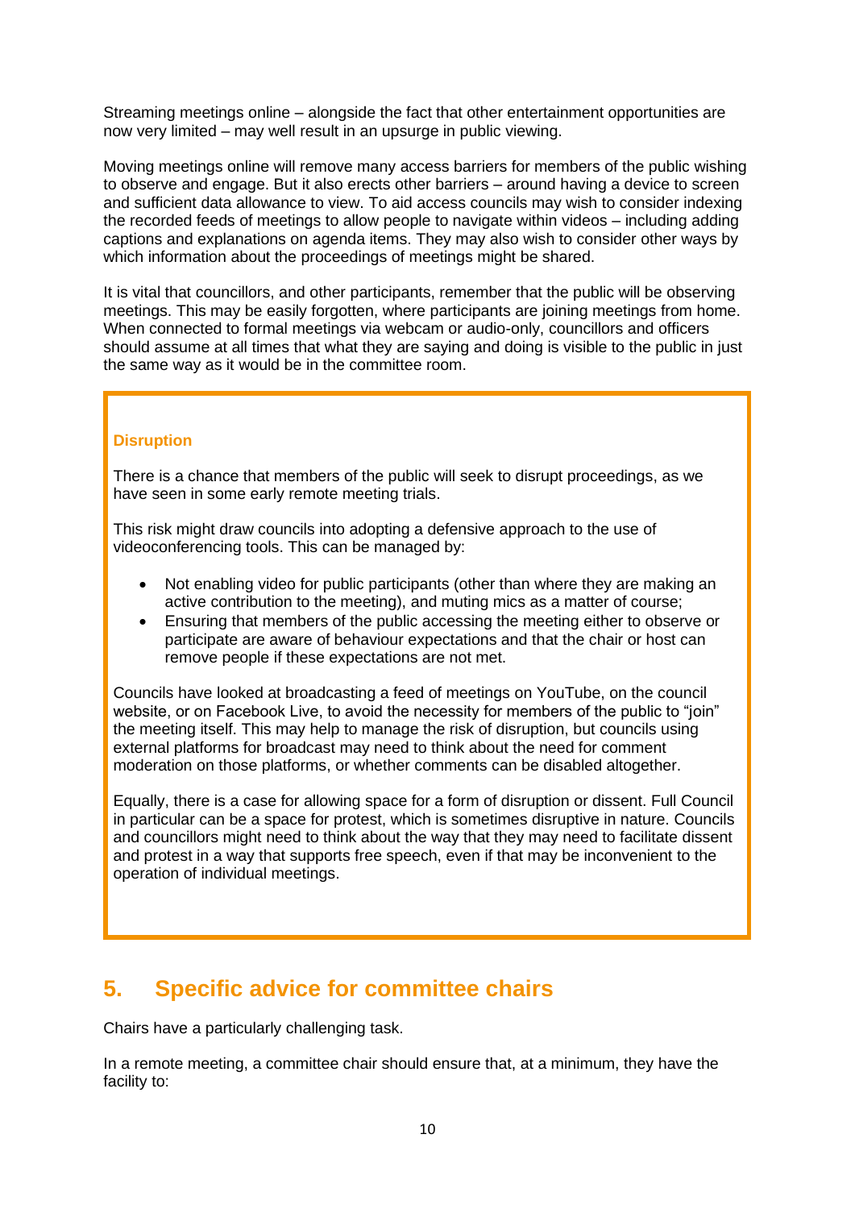Streaming meetings online – alongside the fact that other entertainment opportunities are now very limited – may well result in an upsurge in public viewing.

Moving meetings online will remove many access barriers for members of the public wishing to observe and engage. But it also erects other barriers – around having a device to screen and sufficient data allowance to view. To aid access councils may wish to consider indexing the recorded feeds of meetings to allow people to navigate within videos – including adding captions and explanations on agenda items. They may also wish to consider other ways by which information about the proceedings of meetings might be shared.

It is vital that councillors, and other participants, remember that the public will be observing meetings. This may be easily forgotten, where participants are joining meetings from home. When connected to formal meetings via webcam or audio-only, councillors and officers should assume at all times that what they are saying and doing is visible to the public in just the same way as it would be in the committee room.

**Disruption**

There is a chance that members of the public will seek to disrupt proceedings, as we have seen in some early remote meeting trials.

This risk might draw councils into adopting a defensive approach to the use of videoconferencing tools. This can be managed by:

- Not enabling video for public participants (other than where they are making an active contribution to the meeting), and muting mics as a matter of course;
- Ensuring that members of the public accessing the meeting either to observe or participate are aware of behaviour expectations and that the chair or host can remove people if these expectations are not met.

Councils have looked at broadcasting a feed of meetings on YouTube, on the council website, or on Facebook Live, to avoid the necessity for members of the public to "join" the meeting itself. This may help to manage the risk of disruption, but councils using external platforms for broadcast may need to think about the need for comment moderation on those platforms, or whether comments can be disabled altogether.

Equally, there is a case for allowing space for a form of disruption or dissent. Full Council in particular can be a space for protest, which is sometimes disruptive in nature. Councils and councillors might need to think about the way that they may need to facilitate dissent and protest in a way that supports free speech, even if that may be inconvenient to the operation of individual meetings.

## 5. Specific advice for committee chairs

Chairs have a particularly challenging task.

In a remote meeting, a committee chair should ensure that, at a minimum, they have the facility to: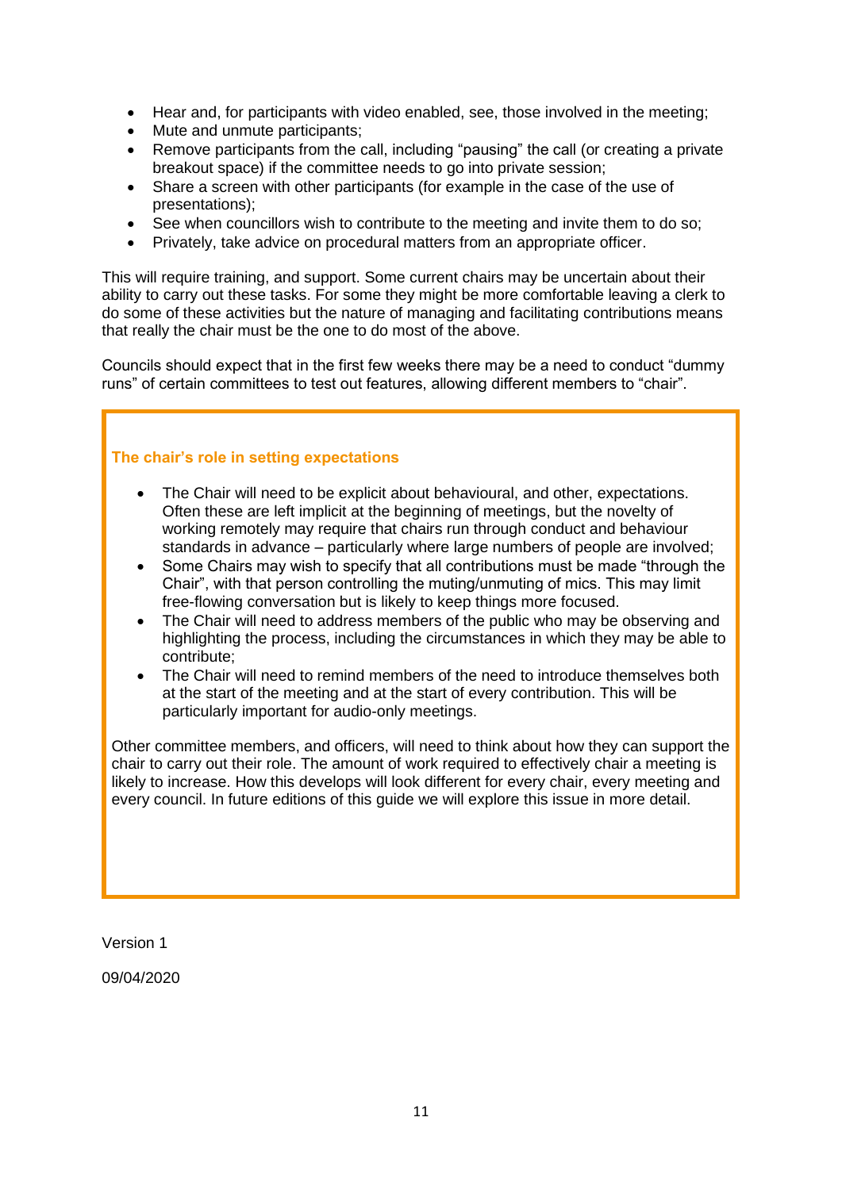- Hear and, for participants with video enabled, see, those involved in the meeting;
- Mute and unmute participants;
- Remove participants from the call, including "pausing" the call (or creating a private breakout space) if the committee needs to go into private session;
- Share a screen with other participants (for example in the case of the use of presentations);
- See when councillors wish to contribute to the meeting and invite them to do so;
- Privately, take advice on procedural matters from an appropriate officer.

This will require training, and support. Some current chairs may be uncertain about their ability to carry out these tasks. For some they might be more comfortable leaving a clerk to do some of these activities but the nature of managing and facilitating contributions means that really the chair must be the one to do most of the above.

Councils should expect that in the first few weeks there may be a need to conduct "dummy runs" of certain committees to test out features, allowing different members to "chair".

### The chair's role in setting expectations

- The Chair will need to be explicit about behavioural, and other, expectations. Often these are left implicit at the beginning of meetings, but the novelty of working remotely may require that chairs run through conduct and behaviour standards in advance – particularly where large numbers of people are involved;
- Some Chairs may wish to specify that all contributions must be made "through the Chair", with that person controlling the muting/unmuting of mics. This may limit free-flowing conversation but is likely to keep things more focused.
- The Chair will need to address members of the public who may be observing and highlighting the process, including the circumstances in which they may be able to contribute;
- The Chair will need to remind members of the need to introduce themselves both at the start of the meeting and at the start of every contribution. This will be particularly important for audio-only meetings.

Other committee members, and officers, will need to think about how they can support the chair to carry out their role. The amount of work required to effectively chair a meeting is likely to increase. How this develops will look different for every chair, every meeting and every council. In future editions of this guide we will explore this issue in more detail.

Version 1

09/04/2020